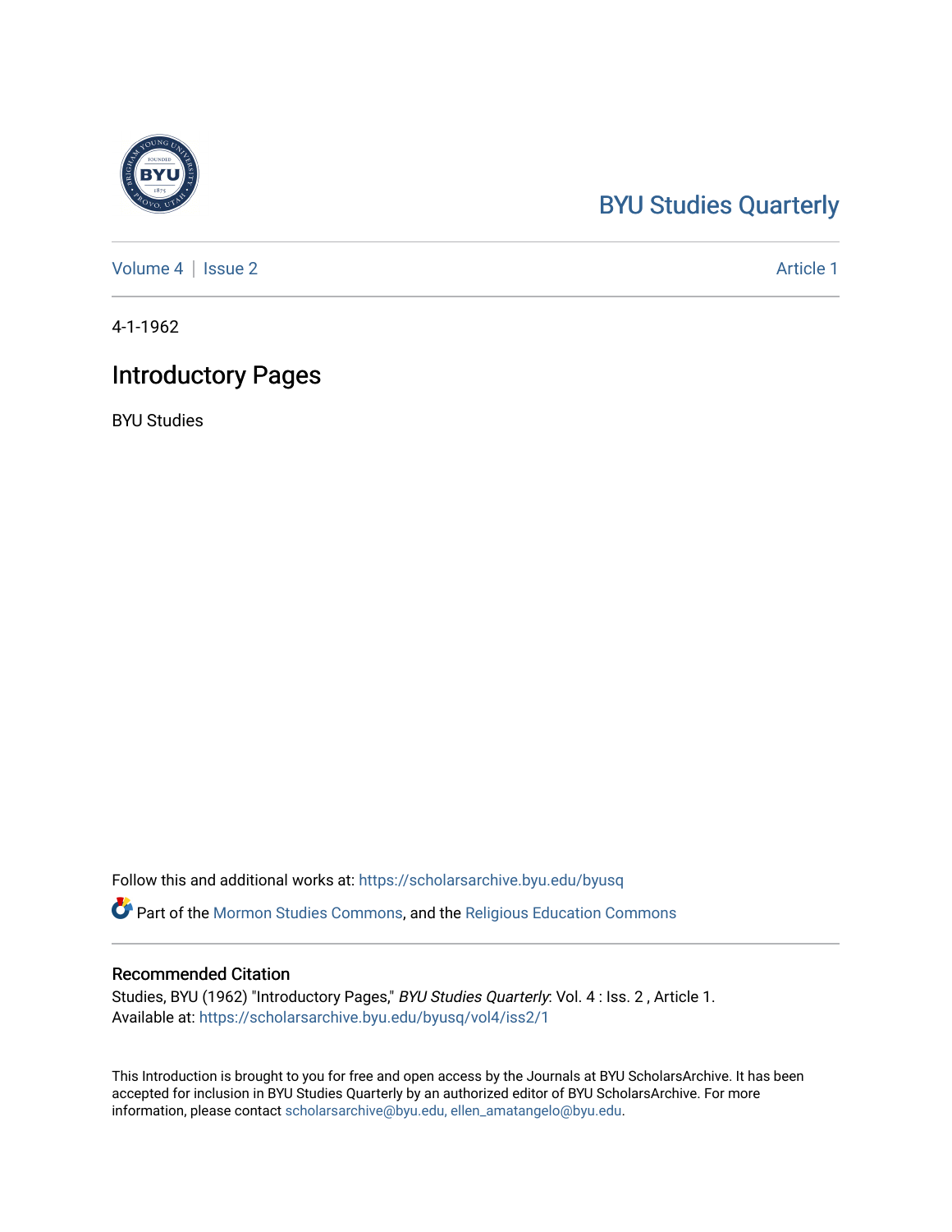BYU Studies Quarterly

Volume 4 | Issue 2 Article 1

4-1-1962

# Introductory Pages

BYU Studies

Follow this and additional works at: https://scholarsarchive.byu.edu/byusq

Part of the Mormon Studies Commons, and the Religious Education Commons

## Recommended Citation

Studies, BYU (1962) "Introductory Pages," *BYU Studies Quarterly*: Vol. 4 : Iss. 2 , Article 1.
Available at: https://scholarsarchive.byu.edu/byusq/vol4/iss2/1

This Introduction is brought to you for free and open access by the Journals at BYU ScholarsArchive. It has been accepted for inclusion in BYU Studies Quarterly by an authorized editor of BYU ScholarsArchive. For more information, please contact scholarsarchive@byu.edu, ellen_amatangelo@byu.edu.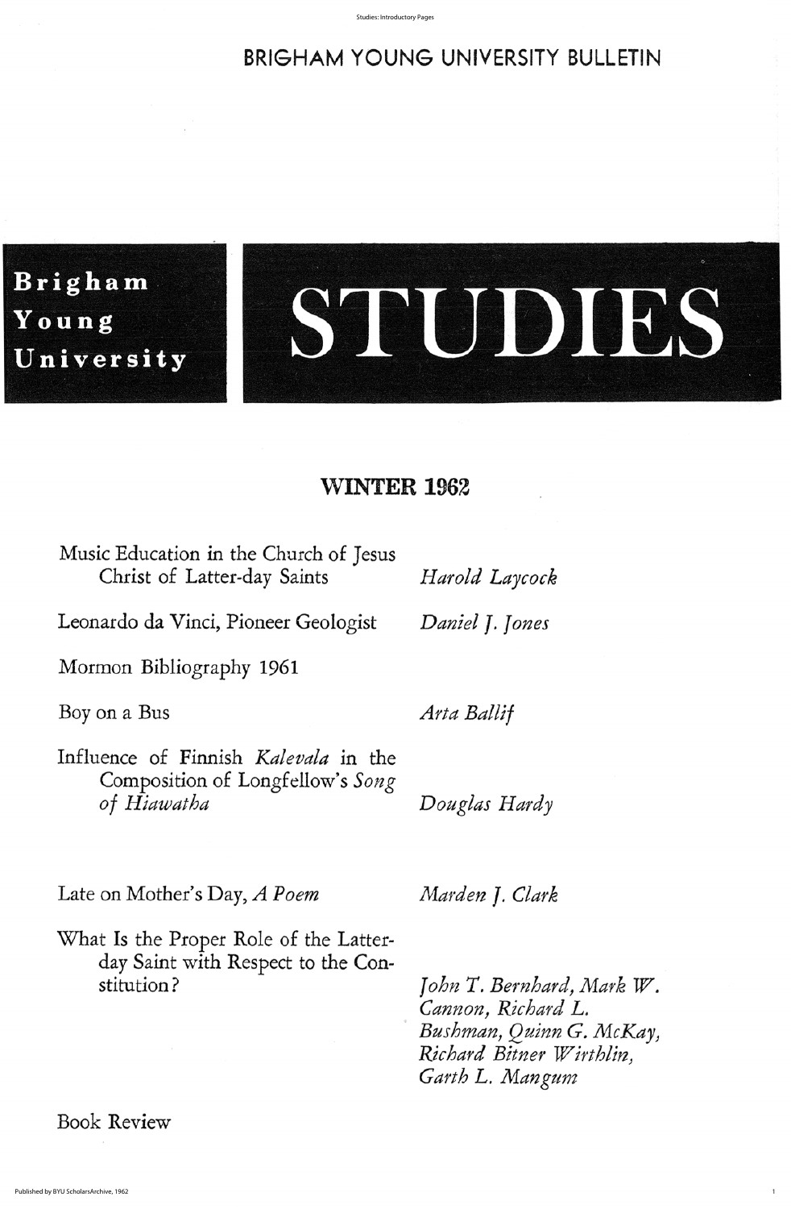BRIGHAM YOUNG UNIVERSITY BULLETIN

# Brigham Young University STUDIES

## WINTER 1962

| | |
|---|---|
| Music Education in the Church of Jesus Christ of Latter-day Saints | *Harold Laycock* |
| Leonardo da Vinci, Pioneer Geologist | *Daniel J. Jones* |
| Mormon Bibliography 1961 | |
| Boy on a Bus | *Arta Ballif* |
| Influence of Finnish *Kalevala* in the Composition of Longfellow's *Song of Hiawatha* | *Douglas Hardy* |
| Late on Mother's Day, *A Poem* | *Marden J. Clark* |
| What Is the Proper Role of the Latter-day Saint with Respect to the Constitution? | *John T. Bernhard, Mark W. Cannon, Richard L. Bushman, Quinn G. McKay, Richard Bitner Wirthlin, Garth L. Mangum* |
| Book Review | |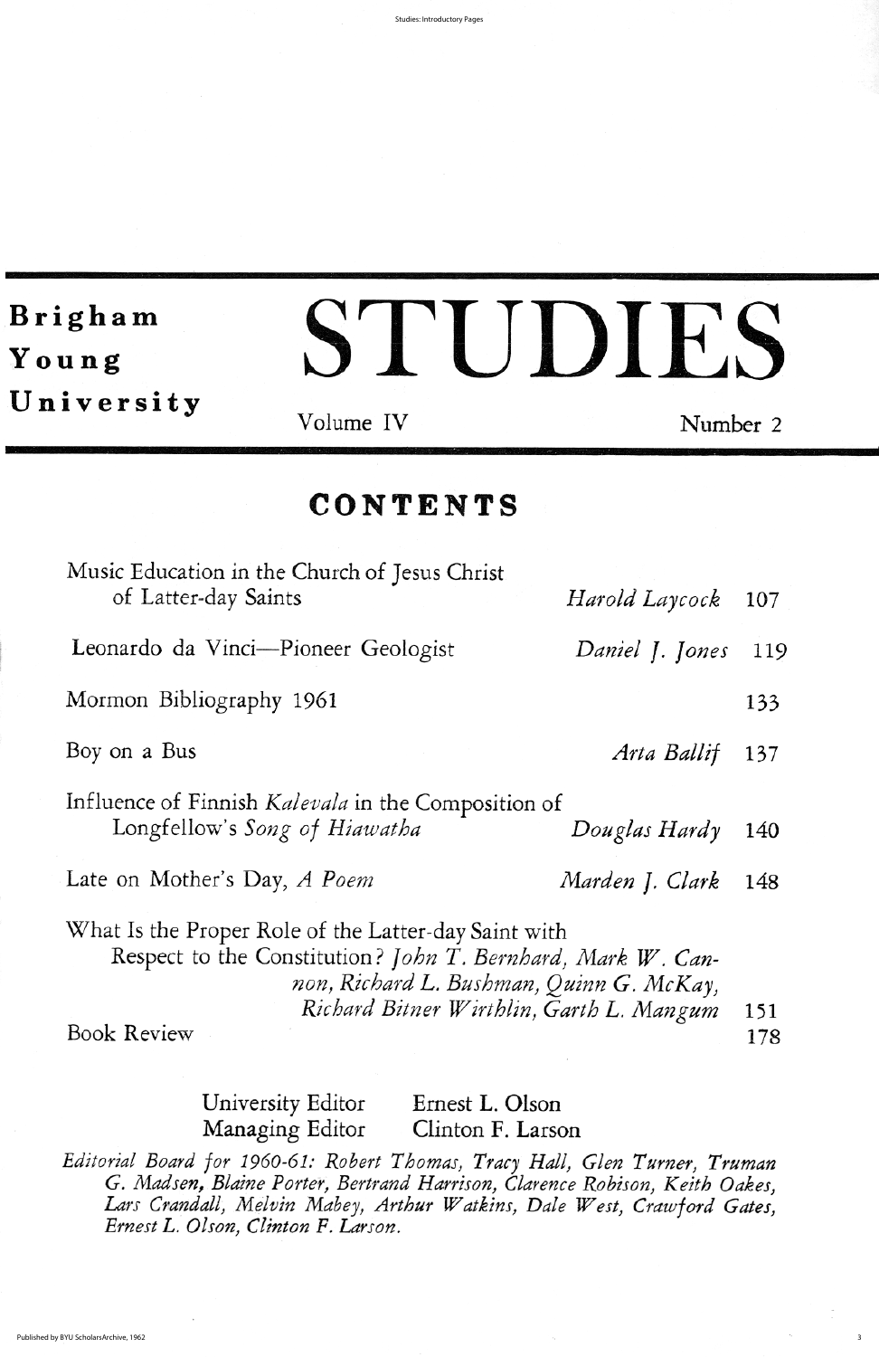Brigham Young University

# STUDIES

Volume IV — Number 2

## CONTENTS

| | | |
|---|---|---|
| Music Education in the Church of Jesus Christ of Latter-day Saints | *Harold Laycock* | 107 |
| Leonardo da Vinci—Pioneer Geologist | *Daniel J. Jones* | 119 |
| Mormon Bibliography 1961 | | 133 |
| Boy on a Bus | *Arta Ballif* | 137 |
| Influence of Finnish *Kalevala* in the Composition of Longfellow's *Song of Hiawatha* | *Douglas Hardy* | 140 |
| Late on Mother's Day, *A Poem* | *Marden J. Clark* | 148 |
| What Is the Proper Role of the Latter-day Saint with Respect to the Constitution? | *John T. Bernhard, Mark W. Cannon, Richard L. Bushman, Quinn G. McKay, Richard Bitner Wirthlin, Garth L. Mangum* | 151 |
| Book Review | | 178 |

University Editor — Ernest L. Olson
Managing Editor — Clinton F. Larson

*Editorial Board for 1960-61: Robert Thomas, Tracy Hall, Glen Turner, Truman G. Madsen, Blaine Porter, Bertrand Harrison, Clarence Robison, Keith Oakes, Lars Crandall, Melvin Mabey, Arthur Watkins, Dale West, Crawford Gates, Ernest L. Olson, Clinton F. Larson.*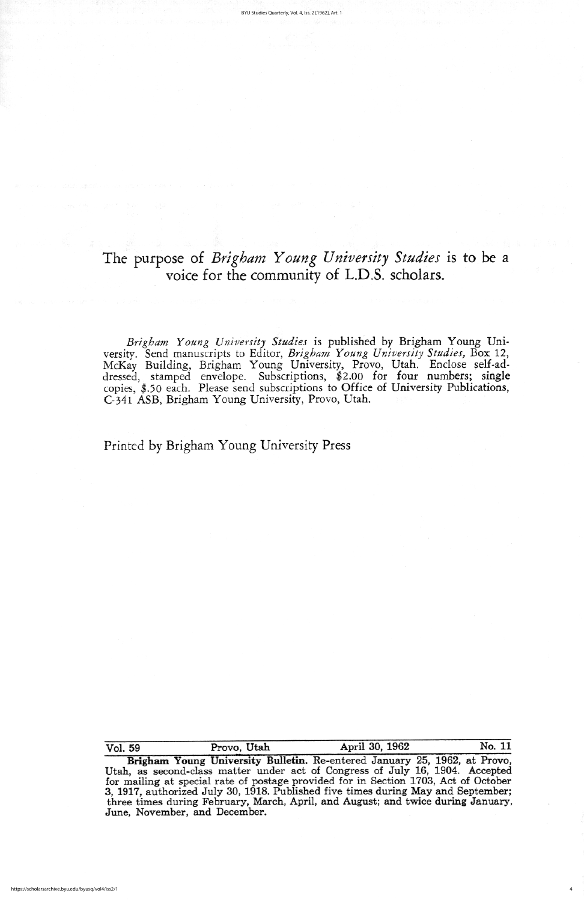The purpose of *Brigham Young University Studies* is to be a voice for the community of L.D.S. scholars.

*Brigham Young University Studies* is published by Brigham Young University. Send manuscripts to Editor, *Brigham Young University Studies,* Box 12, McKay Building, Brigham Young University, Provo, Utah. Enclose self-addressed, stamped envelope. Subscriptions, $2.00 for four numbers; single copies, $.50 each. Please send subscriptions to Office of University Publications, C-341 ASB, Brigham Young University, Provo, Utah.

Printed by Brigham Young University Press

Vol. 59 — Provo, Utah — April 30, 1962 — No. 11

**Brigham Young University Bulletin.** Re-entered January 25, 1962, at Provo, Utah, as second-class matter under act of Congress of July 16, 1904. Accepted for mailing at special rate of postage provided for in Section 1703, Act of October 3, 1917, authorized July 30, 1918. Published five times during May and September; three times during February, March, April, and August; and twice during January, June, November, and December.